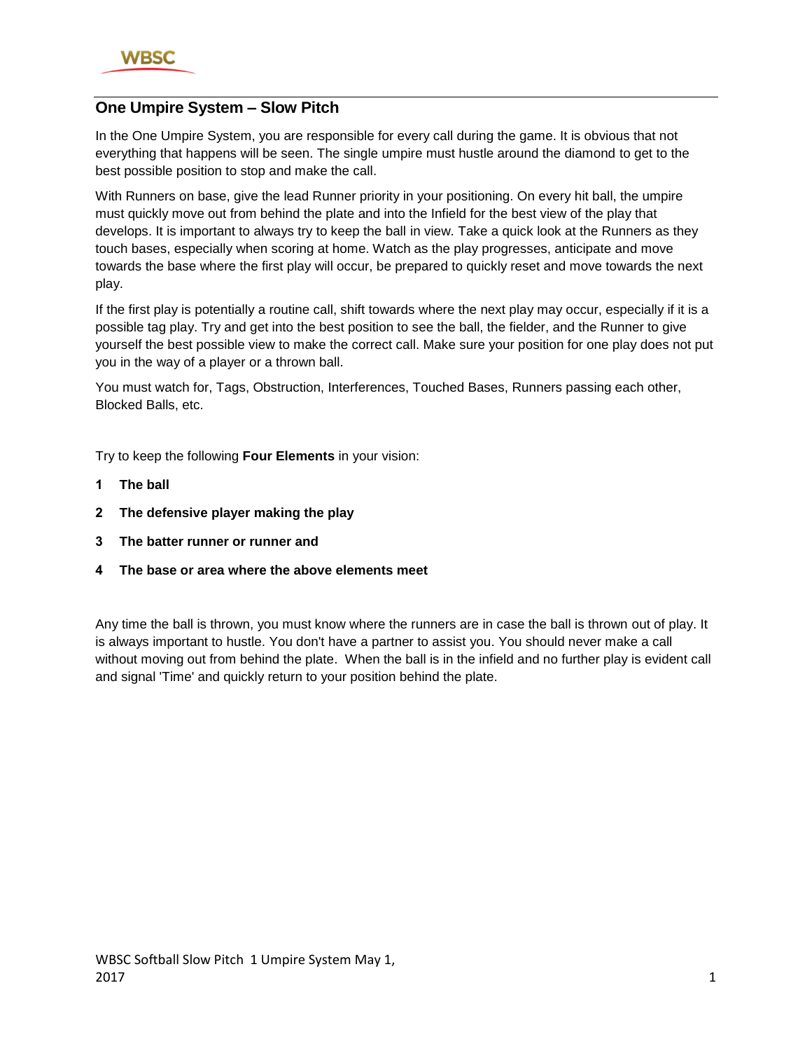## One Umpire System – Slow Pitch

In the One Umpire System, you are responsible for every call during the game. It is obvious that not everything that happens will be seen. The single umpire must hustle around the diamond to get to the best possible position to stop and make the call.

With Runners on base, give the lead Runner priority in your positioning. On every hit ball, the umpire must quickly move out from behind the plate and into the Infield for the best view of the play that develops. It is important to always try to keep the ball in view. Take a quick look at the Runners as they touch bases, especially when scoring at home. Watch as the play progresses, anticipate and move towards the base where the first play will occur, be prepared to quickly reset and move towards the next play.

If the first play is potentially a routine call, shift towards where the next play may occur, especially if it is a possible tag play. Try and get into the best position to see the ball, the fielder, and the Runner to give yourself the best possible view to make the correct call. Make sure your position for one play does not put you in the way of a player or a thrown ball.

You must watch for, Tags, Obstruction, Interferences, Touched Bases, Runners passing each other, Blocked Balls, etc.

Try to keep the following **Four Elements** in your vision:

1. **The ball**
2. **The defensive player making the play**
3. **The batter runner or runner and**
4. **The base or area where the above elements meet**

Any time the ball is thrown, you must know where the runners are in case the ball is thrown out of play. It is always important to hustle. You don't have a partner to assist you. You should never make a call without moving out from behind the plate. When the ball is in the infield and no further play is evident call and signal 'Time' and quickly return to your position behind the plate.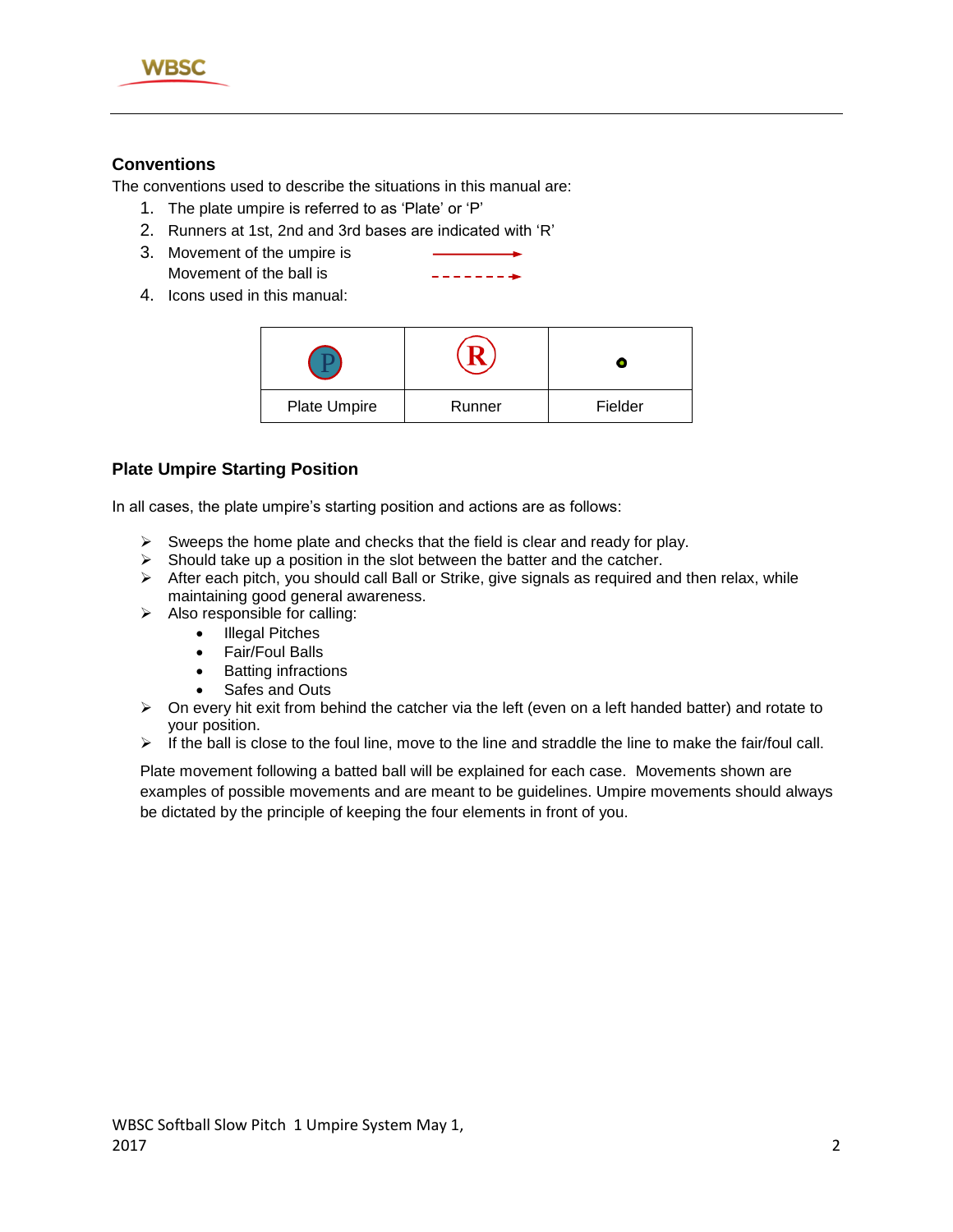## Conventions

The conventions used to describe the situations in this manual are:

1. The plate umpire is referred to as 'Plate' or 'P'
2. Runners at 1st, 2nd and 3rd bases are indicated with 'R'
3. Movement of the umpire is
   Movement of the ball is
4. Icons used in this manual:

| P | R | • |
|---|---|---|
| Plate Umpire | Runner | Fielder |

## Plate Umpire Starting Position

In all cases, the plate umpire's starting position and actions are as follows:

- Sweeps the home plate and checks that the field is clear and ready for play.
- Should take up a position in the slot between the batter and the catcher.
- After each pitch, you should call Ball or Strike, give signals as required and then relax, while maintaining good general awareness.
- Also responsible for calling:
  - Illegal Pitches
  - Fair/Foul Balls
  - Batting infractions
  - Safes and Outs
- On every hit exit from behind the catcher via the left (even on a left handed batter) and rotate to your position.
- If the ball is close to the foul line, move to the line and straddle the line to make the fair/foul call.

Plate movement following a batted ball will be explained for each case. Movements shown are examples of possible movements and are meant to be guidelines. Umpire movements should always be dictated by the principle of keeping the four elements in front of you.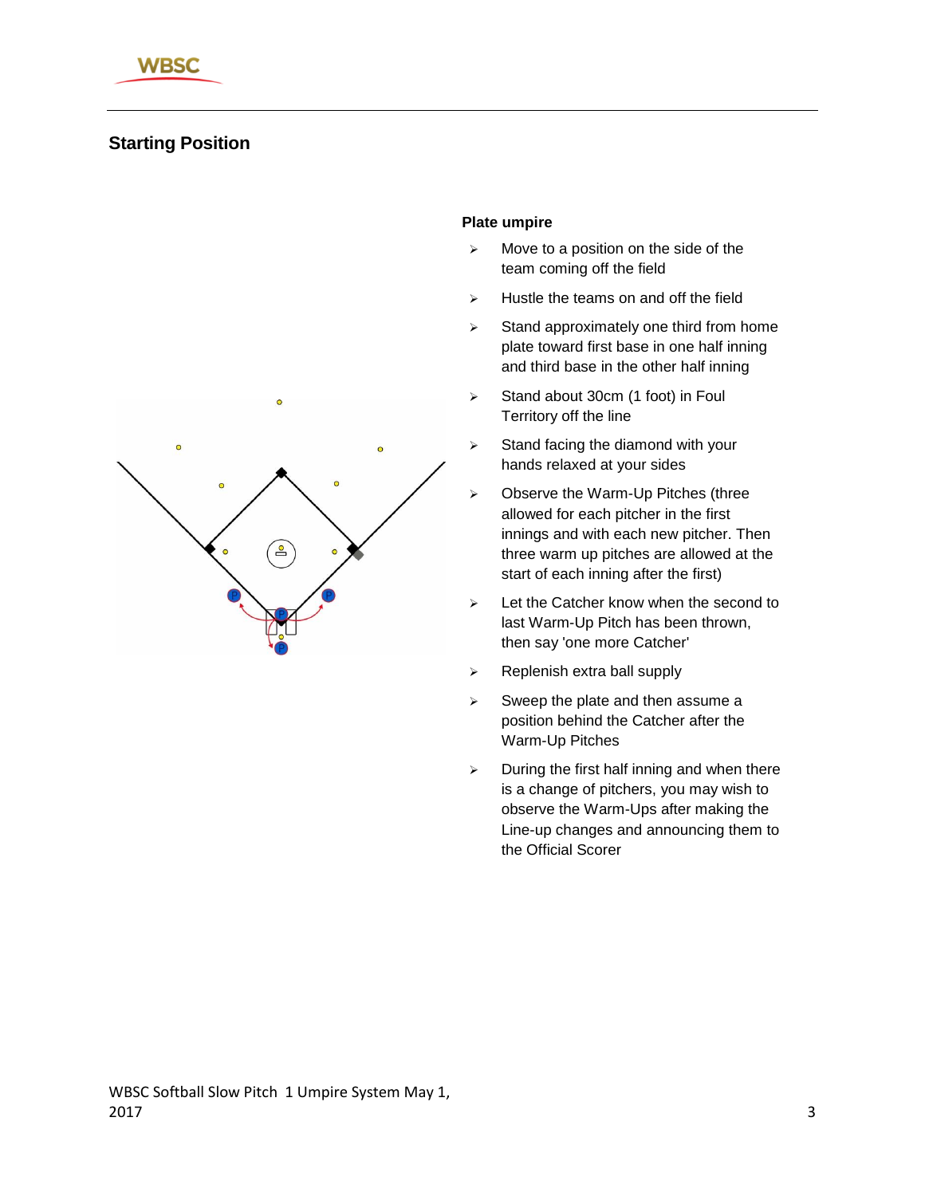## Starting Position

### Plate umpire

- Move to a position on the side of the team coming off the field
- Hustle the teams on and off the field
- Stand approximately one third from home plate toward first base in one half inning and third base in the other half inning
- Stand about 30cm (1 foot) in Foul Territory off the line
- Stand facing the diamond with your hands relaxed at your sides
- Observe the Warm-Up Pitches (three allowed for each pitcher in the first innings and with each new pitcher. Then three warm up pitches are allowed at the start of each inning after the first)
- Let the Catcher know when the second to last Warm-Up Pitch has been thrown, then say 'one more Catcher'
- Replenish extra ball supply
- Sweep the plate and then assume a position behind the Catcher after the Warm-Up Pitches
- During the first half inning and when there is a change of pitchers, you may wish to observe the Warm-Ups after making the Line-up changes and announcing them to the Official Scorer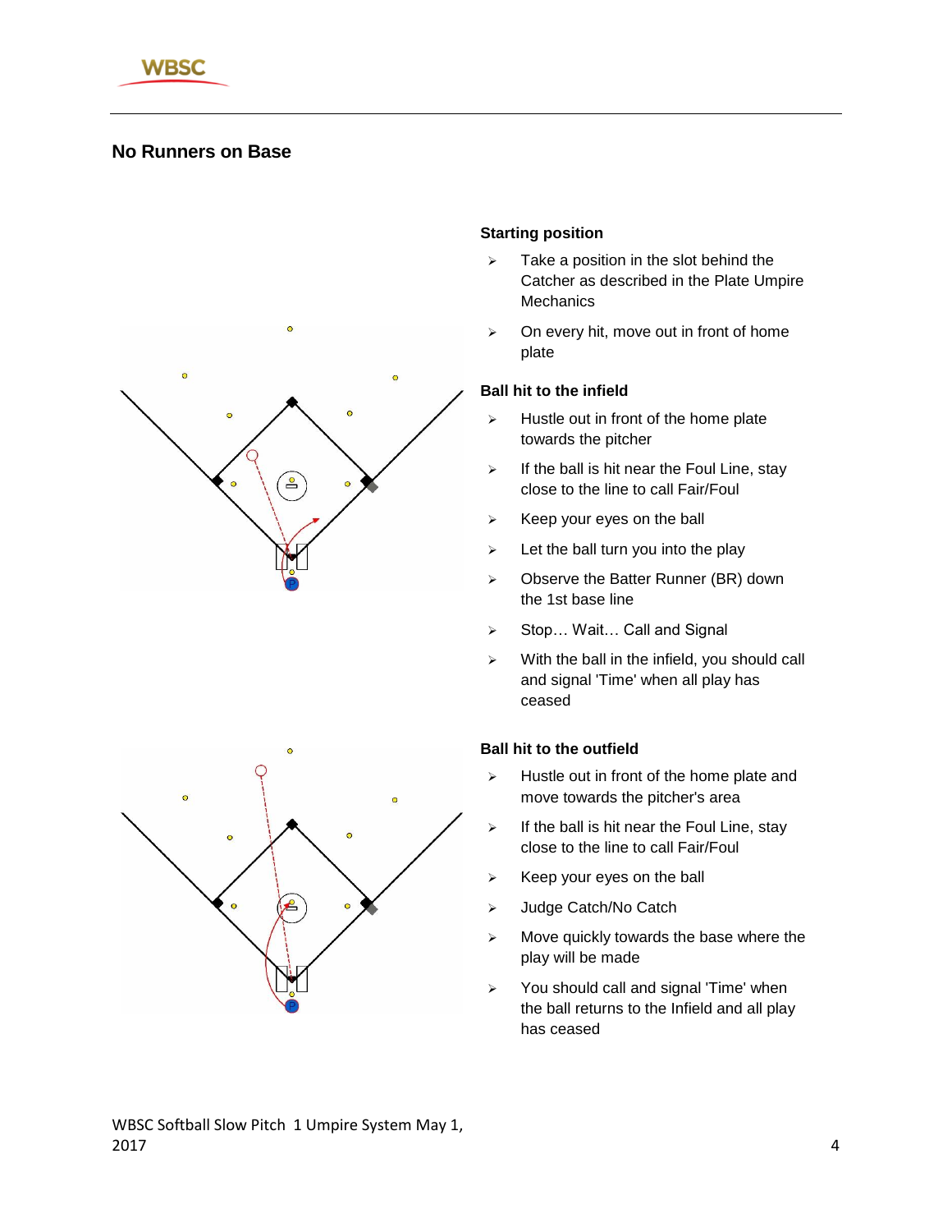## No Runners on Base

### Starting position

- Take a position in the slot behind the Catcher as described in the Plate Umpire Mechanics
- On every hit, move out in front of home plate

### Ball hit to the infield

- Hustle out in front of the home plate towards the pitcher
- If the ball is hit near the Foul Line, stay close to the line to call Fair/Foul
- Keep your eyes on the ball
- Let the ball turn you into the play
- Observe the Batter Runner (BR) down the 1st base line
- Stop… Wait… Call and Signal
- With the ball in the infield, you should call and signal 'Time' when all play has ceased

### Ball hit to the outfield

- Hustle out in front of the home plate and move towards the pitcher's area
- If the ball is hit near the Foul Line, stay close to the line to call Fair/Foul
- Keep your eyes on the ball
- Judge Catch/No Catch
- Move quickly towards the base where the play will be made
- You should call and signal 'Time' when the ball returns to the Infield and all play has ceased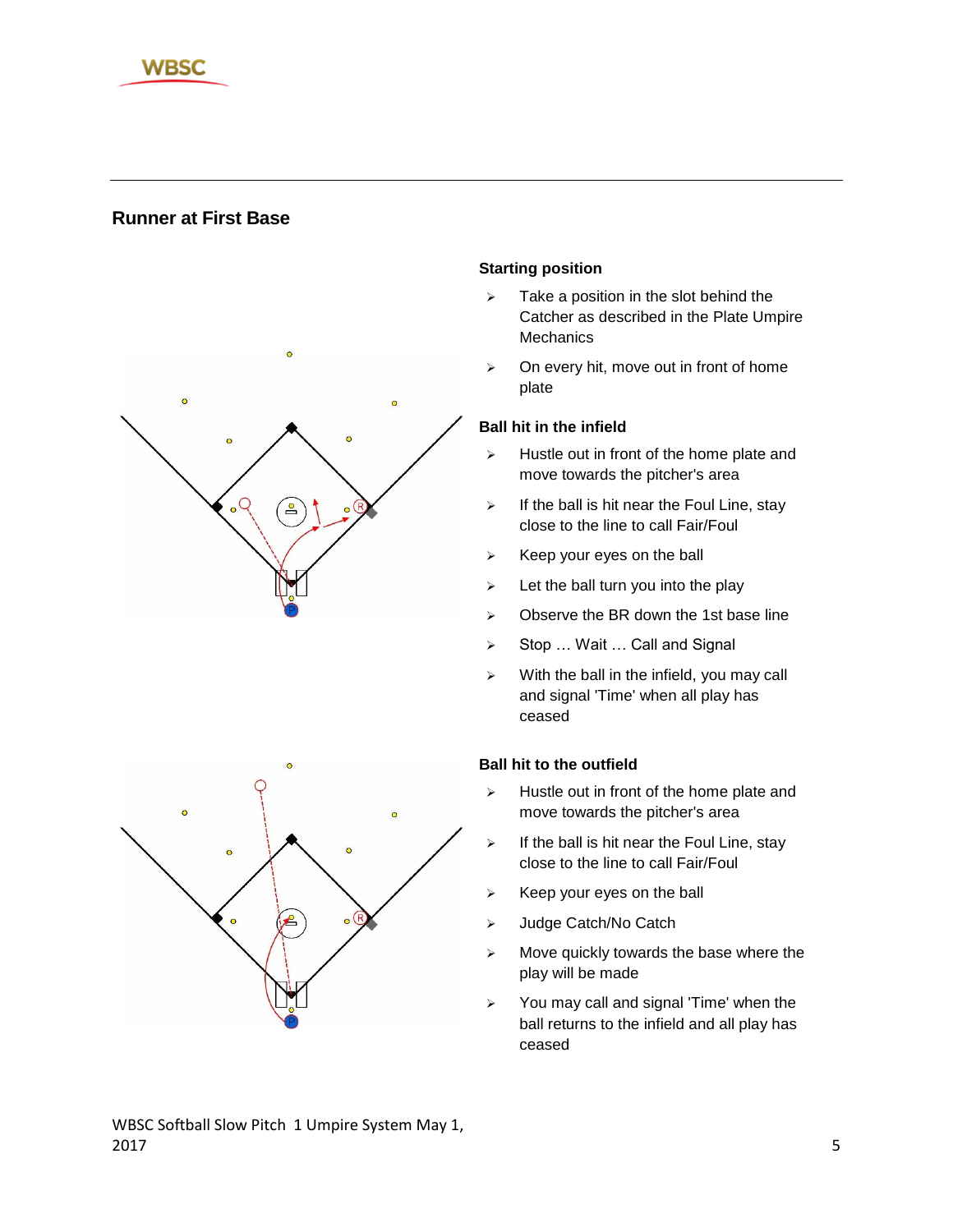## Runner at First Base

### Starting position

- Take a position in the slot behind the Catcher as described in the Plate Umpire Mechanics
- On every hit, move out in front of home plate

### Ball hit in the infield

- Hustle out in front of the home plate and move towards the pitcher's area
- If the ball is hit near the Foul Line, stay close to the line to call Fair/Foul
- Keep your eyes on the ball
- Let the ball turn you into the play
- Observe the BR down the 1st base line
- Stop … Wait … Call and Signal
- With the ball in the infield, you may call and signal 'Time' when all play has ceased

### Ball hit to the outfield

- Hustle out in front of the home plate and move towards the pitcher's area
- If the ball is hit near the Foul Line, stay close to the line to call Fair/Foul
- Keep your eyes on the ball
- Judge Catch/No Catch
- Move quickly towards the base where the play will be made
- You may call and signal 'Time' when the ball returns to the infield and all play has ceased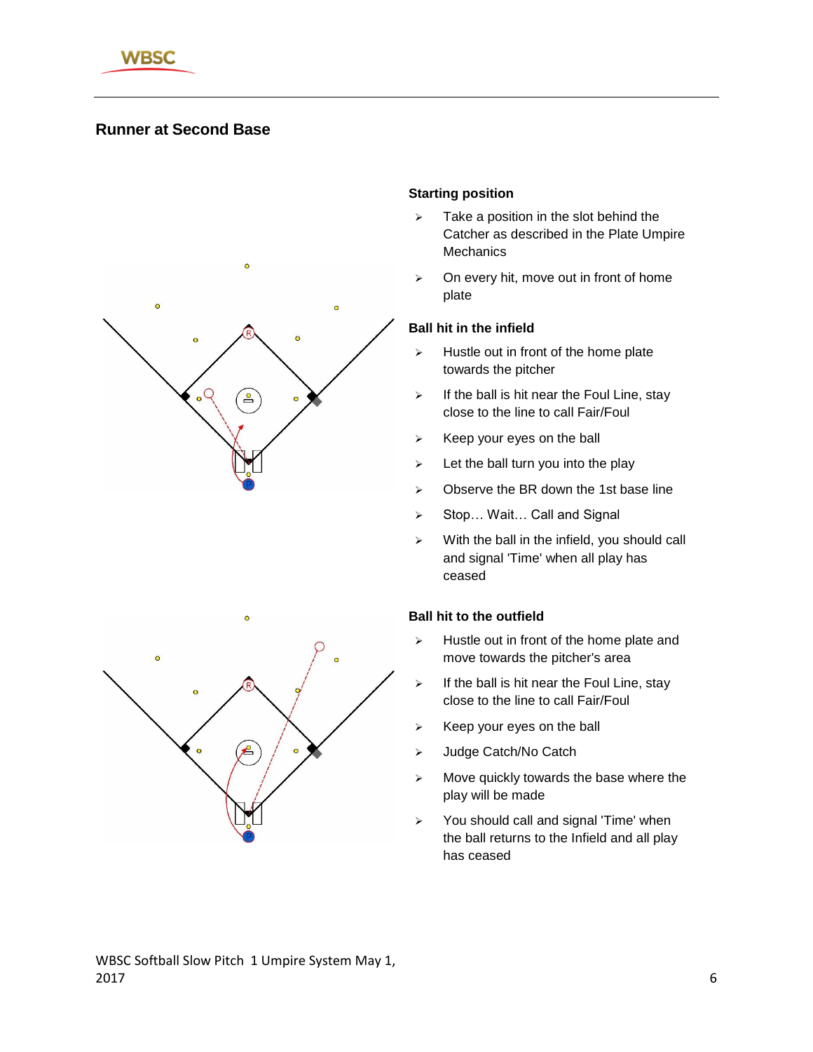## Runner at Second Base

### Starting position

- Take a position in the slot behind the Catcher as described in the Plate Umpire Mechanics
- On every hit, move out in front of home plate

### Ball hit in the infield

- Hustle out in front of the home plate towards the pitcher
- If the ball is hit near the Foul Line, stay close to the line to call Fair/Foul
- Keep your eyes on the ball
- Let the ball turn you into the play
- Observe the BR down the 1st base line
- Stop… Wait… Call and Signal
- With the ball in the infield, you should call and signal 'Time' when all play has ceased

### Ball hit to the outfield

- Hustle out in front of the home plate and move towards the pitcher's area
- If the ball is hit near the Foul Line, stay close to the line to call Fair/Foul
- Keep your eyes on the ball
- Judge Catch/No Catch
- Move quickly towards the base where the play will be made
- You should call and signal 'Time' when the ball returns to the Infield and all play has ceased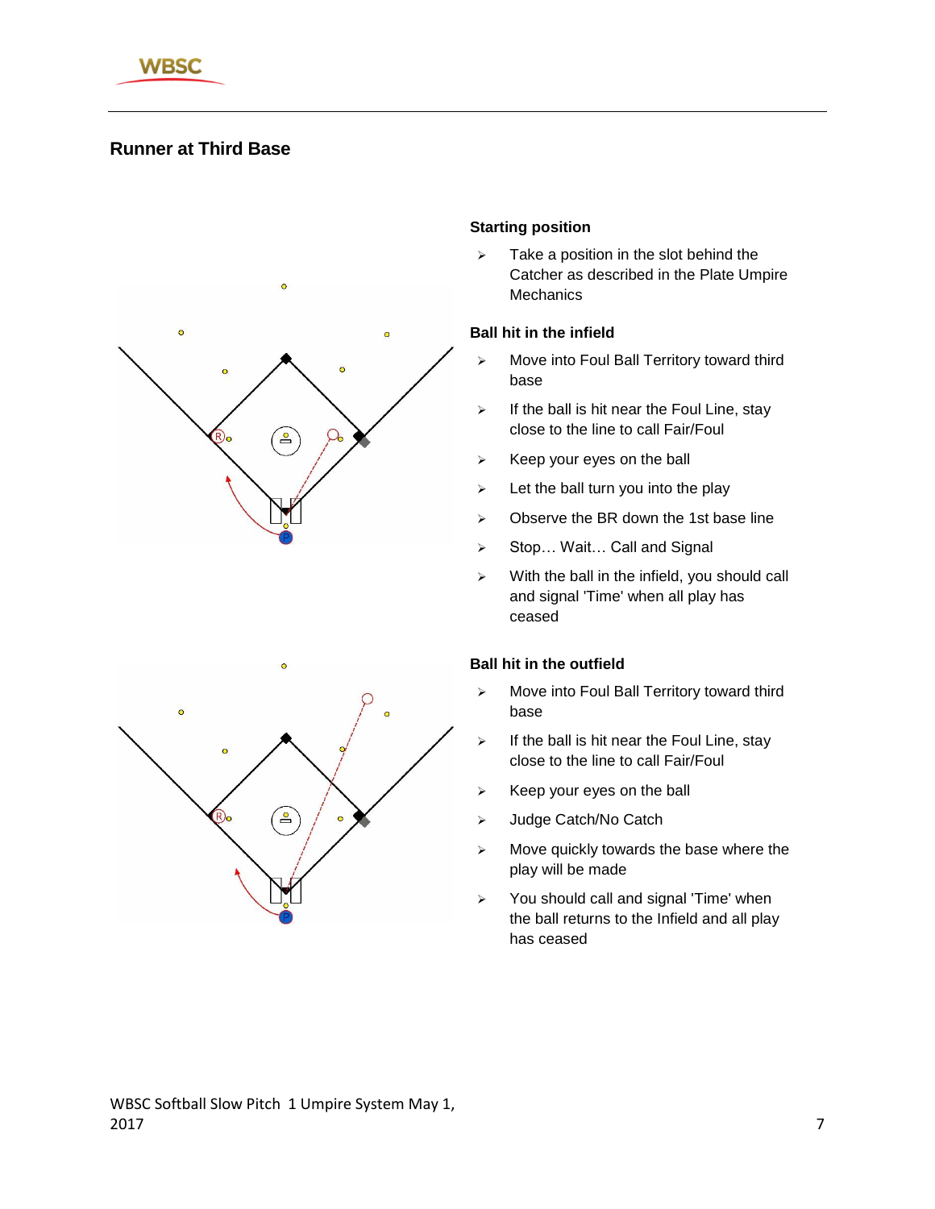## Runner at Third Base

### Starting position

- Take a position in the slot behind the Catcher as described in the Plate Umpire Mechanics

### Ball hit in the infield

- Move into Foul Ball Territory toward third base
- If the ball is hit near the Foul Line, stay close to the line to call Fair/Foul
- Keep your eyes on the ball
- Let the ball turn you into the play
- Observe the BR down the 1st base line
- Stop… Wait… Call and Signal
- With the ball in the infield, you should call and signal 'Time' when all play has ceased

### Ball hit in the outfield

- Move into Foul Ball Territory toward third base
- If the ball is hit near the Foul Line, stay close to the line to call Fair/Foul
- Keep your eyes on the ball
- Judge Catch/No Catch
- Move quickly towards the base where the play will be made
- You should call and signal 'Time' when the ball returns to the Infield and all play has ceased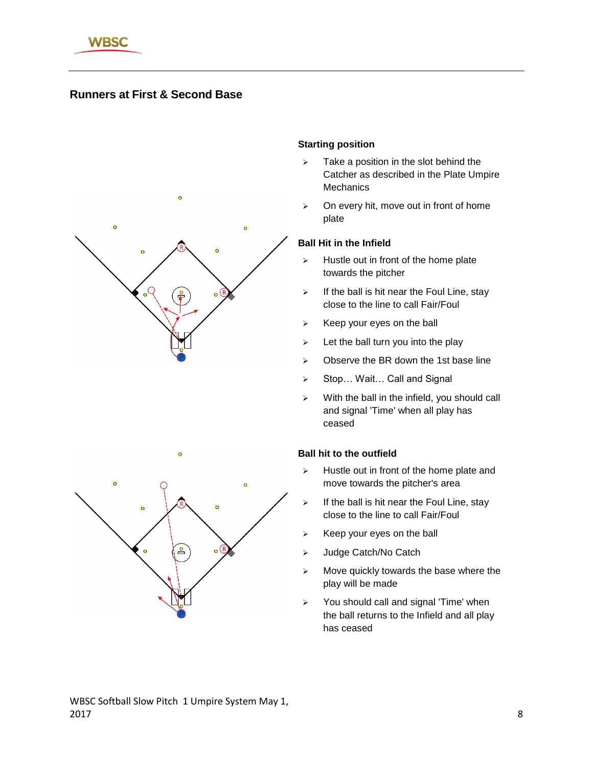## Runners at First & Second Base

### Starting position

- Take a position in the slot behind the Catcher as described in the Plate Umpire Mechanics
- On every hit, move out in front of home plate

### Ball Hit in the Infield

- Hustle out in front of the home plate towards the pitcher
- If the ball is hit near the Foul Line, stay close to the line to call Fair/Foul
- Keep your eyes on the ball
- Let the ball turn you into the play
- Observe the BR down the 1st base line
- Stop… Wait… Call and Signal
- With the ball in the infield, you should call and signal 'Time' when all play has ceased

### Ball hit to the outfield

- Hustle out in front of the home plate and move towards the pitcher's area
- If the ball is hit near the Foul Line, stay close to the line to call Fair/Foul
- Keep your eyes on the ball
- Judge Catch/No Catch
- Move quickly towards the base where the play will be made
- You should call and signal 'Time' when the ball returns to the Infield and all play has ceased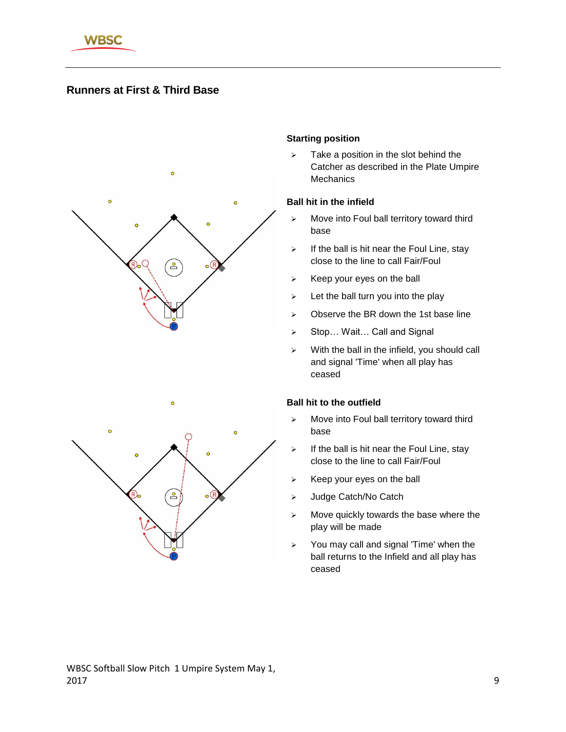## Runners at First & Third Base

### Starting position

- Take a position in the slot behind the Catcher as described in the Plate Umpire Mechanics

### Ball hit in the infield

- Move into Foul ball territory toward third base
- If the ball is hit near the Foul Line, stay close to the line to call Fair/Foul
- Keep your eyes on the ball
- Let the ball turn you into the play
- Observe the BR down the 1st base line
- Stop… Wait… Call and Signal
- With the ball in the infield, you should call and signal 'Time' when all play has ceased

### Ball hit to the outfield

- Move into Foul ball territory toward third base
- If the ball is hit near the Foul Line, stay close to the line to call Fair/Foul
- Keep your eyes on the ball
- Judge Catch/No Catch
- Move quickly towards the base where the play will be made
- You may call and signal 'Time' when the ball returns to the Infield and all play has ceased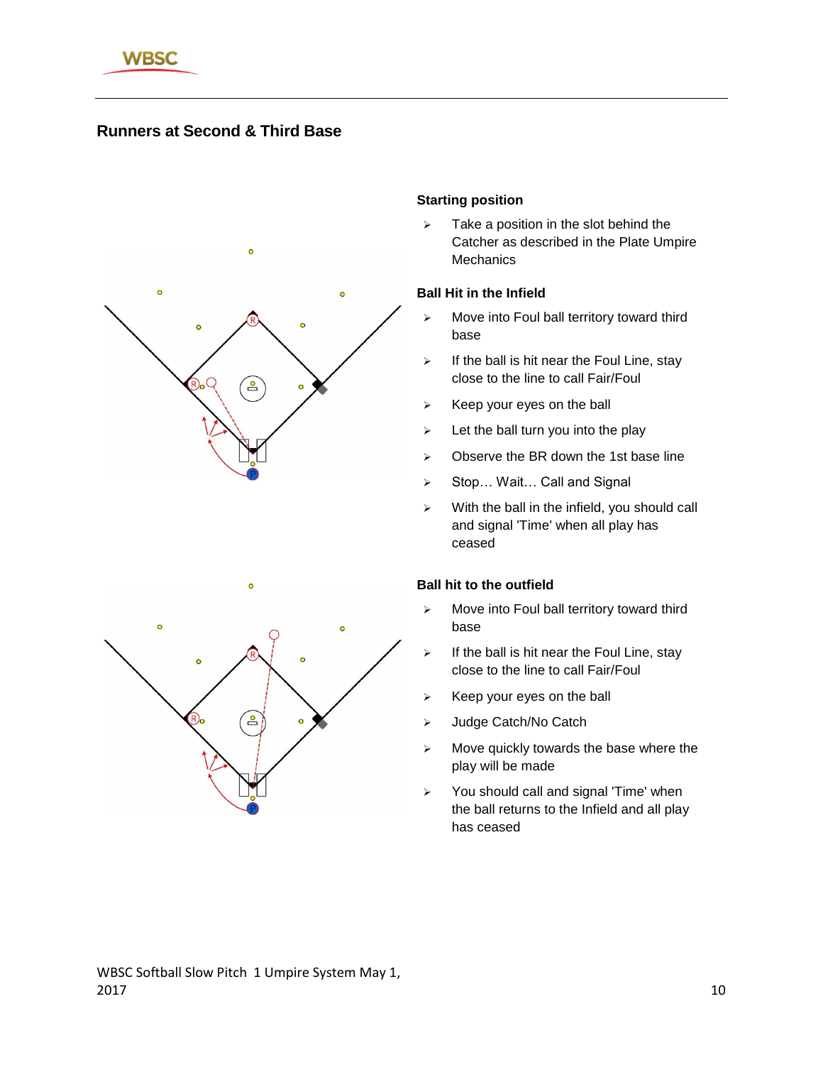## Runners at Second & Third Base

### Starting position

- Take a position in the slot behind the Catcher as described in the Plate Umpire Mechanics

### Ball Hit in the Infield

- Move into Foul ball territory toward third base
- If the ball is hit near the Foul Line, stay close to the line to call Fair/Foul
- Keep your eyes on the ball
- Let the ball turn you into the play
- Observe the BR down the 1st base line
- Stop… Wait… Call and Signal
- With the ball in the infield, you should call and signal 'Time' when all play has ceased

### Ball hit to the outfield

- Move into Foul ball territory toward third base
- If the ball is hit near the Foul Line, stay close to the line to call Fair/Foul
- Keep your eyes on the ball
- Judge Catch/No Catch
- Move quickly towards the base where the play will be made
- You should call and signal 'Time' when the ball returns to the Infield and all play has ceased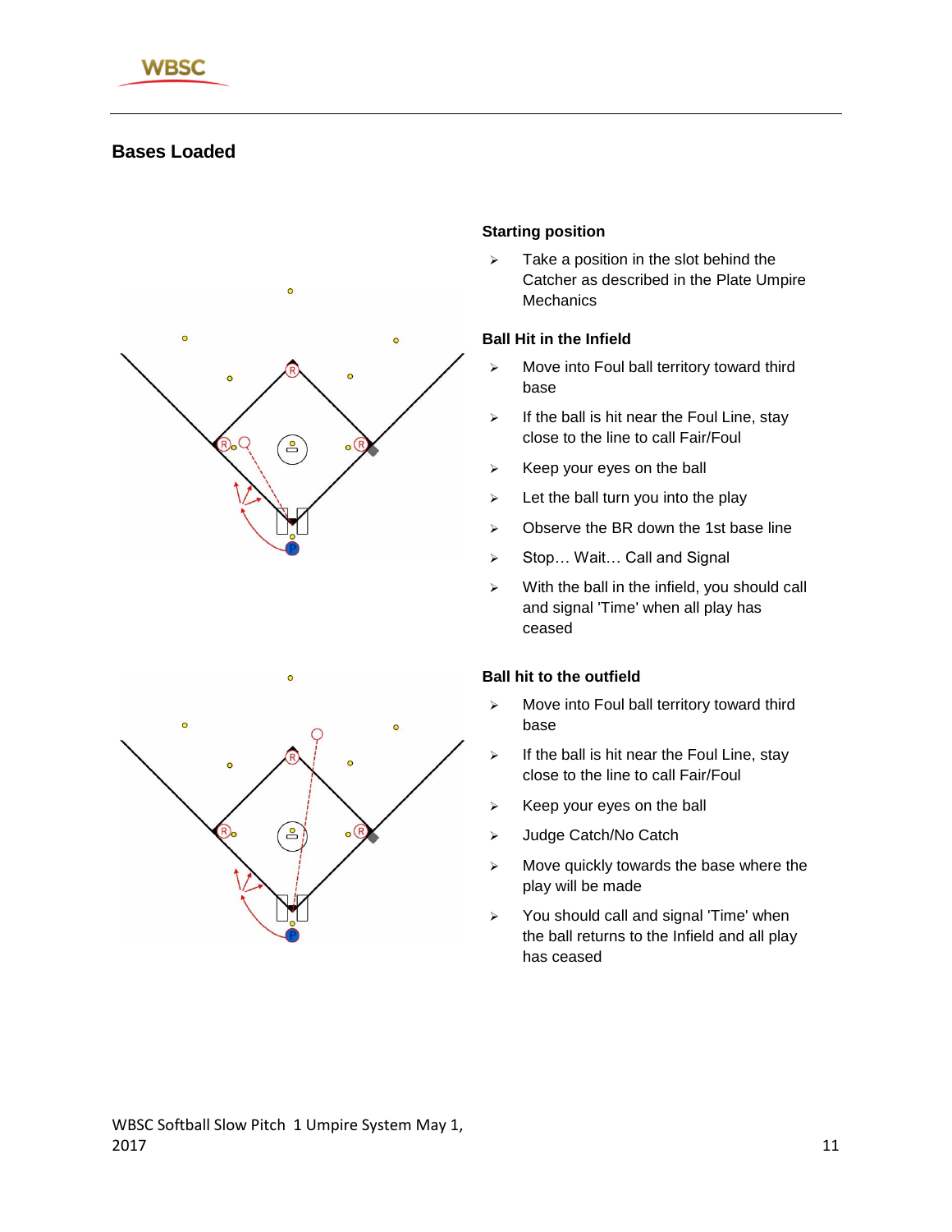## Bases Loaded

### Starting position

- Take a position in the slot behind the Catcher as described in the Plate Umpire Mechanics

### Ball Hit in the Infield

- Move into Foul ball territory toward third base
- If the ball is hit near the Foul Line, stay close to the line to call Fair/Foul
- Keep your eyes on the ball
- Let the ball turn you into the play
- Observe the BR down the 1st base line
- Stop… Wait… Call and Signal
- With the ball in the infield, you should call and signal 'Time' when all play has ceased

### Ball hit to the outfield

- Move into Foul ball territory toward third base
- If the ball is hit near the Foul Line, stay close to the line to call Fair/Foul
- Keep your eyes on the ball
- Judge Catch/No Catch
- Move quickly towards the base where the play will be made
- You should call and signal 'Time' when the ball returns to the Infield and all play has ceased